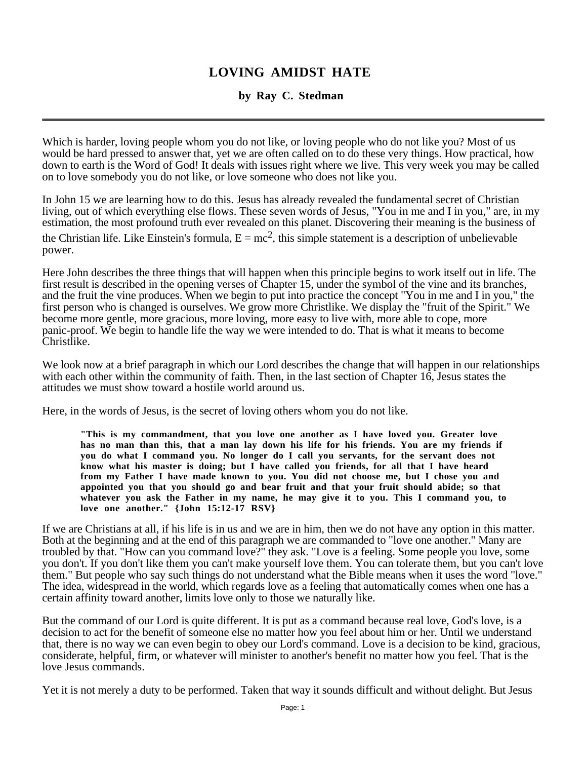# LOVING AMIDST HATE

### by Ray C. Stedman

Which is harder, loving people whom you do not like, or loving people who do not like you? Most of us would be hard pressed to answer that, yet we are often called on to do these very things. How practical, how down to earth is the Word of God! It deals with issues right where we live. This very week you may be called on to love somebody you do not like, or love someone who does not like you.

In John 15 we are learning how to do this. Jesus has already revealed the fundamental secret of Christian living, out of which everything else flows. These seven words of Jesus, "You in me and I in you," are, in my estimation, the most profound truth ever revealed on this planet. Discovering their meaning is the business of the Christian life. Like Einstein's formula, $E = mc^2$, this simple statement is a description of unbelievable power.

Here John describes the three things that will happen when this principle begins to work itself out in life. The first result is described in the opening verses of Chapter 15, under the symbol of the vine and its branches, and the fruit the vine produces. When we begin to put into practice the concept "You in me and I in you," the first person who is changed is ourselves. We grow more Christlike. We display the "fruit of the Spirit." We become more gentle, more gracious, more loving, more easy to live with, more able to cope, more panic-proof. We begin to handle life the way we were intended to do. That is what it means to become Christlike.

We look now at a brief paragraph in which our Lord describes the change that will happen in our relationships with each other within the community of faith. Then, in the last section of Chapter 16, Jesus states the attitudes we must show toward a hostile world around us.

Here, in the words of Jesus, is the secret of loving others whom you do not like.

> **"This is my commandment, that you love one another as I have loved you. Greater love has no man than this, that a man lay down his life for his friends. You are my friends if you do what I command you. No longer do I call you servants, for the servant does not know what his master is doing; but I have called you friends, for all that I have heard from my Father I have made known to you. You did not choose me, but I chose you and appointed you that you should go and bear fruit and that your fruit should abide; so that whatever you ask the Father in my name, he may give it to you. This I command you, to love one another." {John 15:12-17 RSV}**

If we are Christians at all, if his life is in us and we are in him, then we do not have any option in this matter. Both at the beginning and at the end of this paragraph we are commanded to "love one another." Many are troubled by that. "How can you command love?" they ask. "Love is a feeling. Some people you love, some you don't. If you don't like them you can't make yourself love them. You can tolerate them, but you can't love them." But people who say such things do not understand what the Bible means when it uses the word "love." The idea, widespread in the world, which regards love as a feeling that automatically comes when one has a certain affinity toward another, limits love only to those we naturally like.

But the command of our Lord is quite different. It is put as a command because real love, God's love, is a decision to act for the benefit of someone else no matter how you feel about him or her. Until we understand that, there is no way we can even begin to obey our Lord's command. Love is a decision to be kind, gracious, considerate, helpful, firm, or whatever will minister to another's benefit no matter how you feel. That is the love Jesus commands.

Yet it is not merely a duty to be performed. Taken that way it sounds difficult and without delight. But Jesus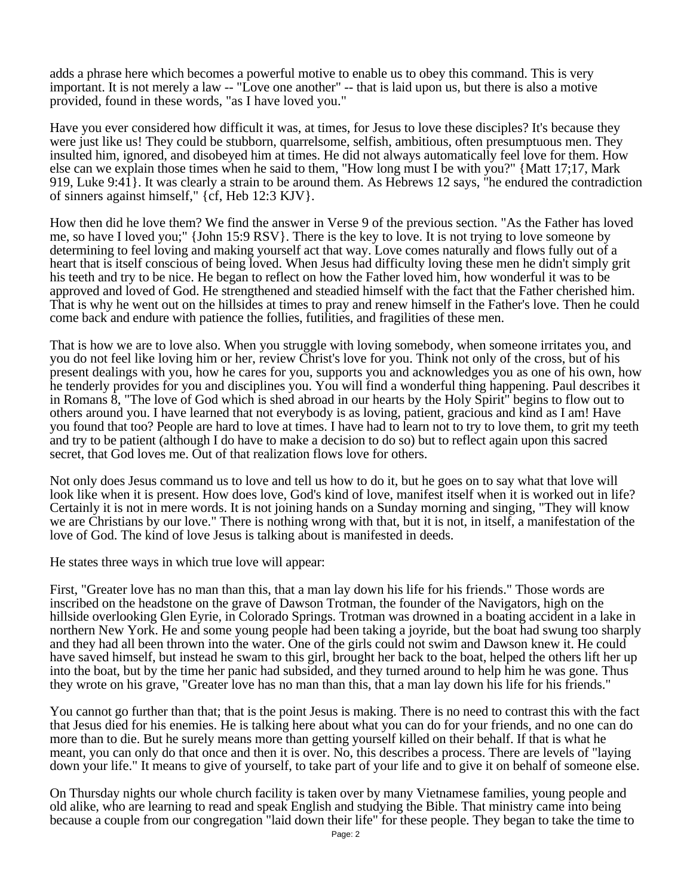adds a phrase here which becomes a powerful motive to enable us to obey this command. This is very important. It is not merely a law -- "Love one another" -- that is laid upon us, but there is also a motive provided, found in these words, "as I have loved you."

Have you ever considered how difficult it was, at times, for Jesus to love these disciples? It's because they were just like us! They could be stubborn, quarrelsome, selfish, ambitious, often presumptuous men. They insulted him, ignored, and disobeyed him at times. He did not always automatically feel love for them. How else can we explain those times when he said to them, "How long must I be with you?" {Matt 17;17, Mark 919, Luke 9:41}. It was clearly a strain to be around them. As Hebrews 12 says, "he endured the contradiction of sinners against himself," {cf, Heb 12:3 KJV}.

How then did he love them? We find the answer in Verse 9 of the previous section. "As the Father has loved me, so have I loved you;" {John 15:9 RSV}. There is the key to love. It is not trying to love someone by determining to feel loving and making yourself act that way. Love comes naturally and flows fully out of a heart that is itself conscious of being loved. When Jesus had difficulty loving these men he didn't simply grit his teeth and try to be nice. He began to reflect on how the Father loved him, how wonderful it was to be approved and loved of God. He strengthened and steadied himself with the fact that the Father cherished him. That is why he went out on the hillsides at times to pray and renew himself in the Father's love. Then he could come back and endure with patience the follies, futilities, and fragilities of these men.

That is how we are to love also. When you struggle with loving somebody, when someone irritates you, and you do not feel like loving him or her, review Christ's love for you. Think not only of the cross, but of his present dealings with you, how he cares for you, supports you and acknowledges you as one of his own, how he tenderly provides for you and disciplines you. You will find a wonderful thing happening. Paul describes it in Romans 8, "The love of God which is shed abroad in our hearts by the Holy Spirit" begins to flow out to others around you. I have learned that not everybody is as loving, patient, gracious and kind as I am! Have you found that too? People are hard to love at times. I have had to learn not to try to love them, to grit my teeth and try to be patient (although I do have to make a decision to do so) but to reflect again upon this sacred secret, that God loves me. Out of that realization flows love for others.

Not only does Jesus command us to love and tell us how to do it, but he goes on to say what that love will look like when it is present. How does love, God's kind of love, manifest itself when it is worked out in life? Certainly it is not in mere words. It is not joining hands on a Sunday morning and singing, "They will know we are Christians by our love." There is nothing wrong with that, but it is not, in itself, a manifestation of the love of God. The kind of love Jesus is talking about is manifested in deeds.

He states three ways in which true love will appear:

First, "Greater love has no man than this, that a man lay down his life for his friends." Those words are inscribed on the headstone on the grave of Dawson Trotman, the founder of the Navigators, high on the hillside overlooking Glen Eyrie, in Colorado Springs. Trotman was drowned in a boating accident in a lake in northern New York. He and some young people had been taking a joyride, but the boat had swung too sharply and they had all been thrown into the water. One of the girls could not swim and Dawson knew it. He could have saved himself, but instead he swam to this girl, brought her back to the boat, helped the others lift her up into the boat, but by the time her panic had subsided, and they turned around to help him he was gone. Thus they wrote on his grave, "Greater love has no man than this, that a man lay down his life for his friends."

You cannot go further than that; that is the point Jesus is making. There is no need to contrast this with the fact that Jesus died for his enemies. He is talking here about what you can do for your friends, and no one can do more than to die. But he surely means more than getting yourself killed on their behalf. If that is what he meant, you can only do that once and then it is over. No, this describes a process. There are levels of "laying down your life." It means to give of yourself, to take part of your life and to give it on behalf of someone else.

On Thursday nights our whole church facility is taken over by many Vietnamese families, young people and old alike, who are learning to read and speak English and studying the Bible. That ministry came into being because a couple from our congregation "laid down their life" for these people. They began to take the time to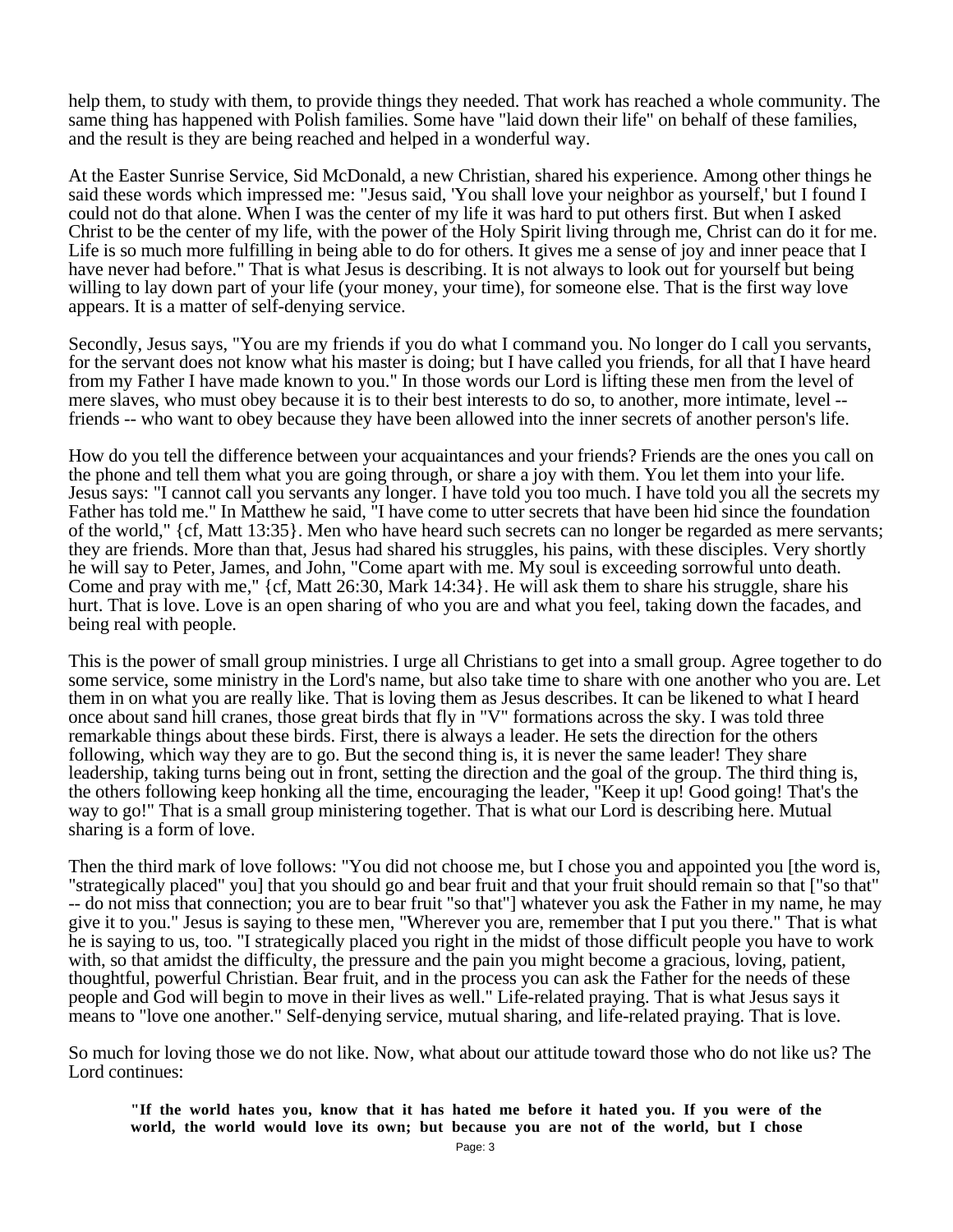help them, to study with them, to provide things they needed. That work has reached a whole community. The same thing has happened with Polish families. Some have "laid down their life" on behalf of these families, and the result is they are being reached and helped in a wonderful way.

At the Easter Sunrise Service, Sid McDonald, a new Christian, shared his experience. Among other things he said these words which impressed me: "Jesus said, 'You shall love your neighbor as yourself,' but I found I could not do that alone. When I was the center of my life it was hard to put others first. But when I asked Christ to be the center of my life, with the power of the Holy Spirit living through me, Christ can do it for me. Life is so much more fulfilling in being able to do for others. It gives me a sense of joy and inner peace that I have never had before." That is what Jesus is describing. It is not always to look out for yourself but being willing to lay down part of your life (your money, your time), for someone else. That is the first way love appears. It is a matter of self-denying service.

Secondly, Jesus says, "You are my friends if you do what I command you. No longer do I call you servants, for the servant does not know what his master is doing; but I have called you friends, for all that I have heard from my Father I have made known to you." In those words our Lord is lifting these men from the level of mere slaves, who must obey because it is to their best interests to do so, to another, more intimate, level -- friends -- who want to obey because they have been allowed into the inner secrets of another person's life.

How do you tell the difference between your acquaintances and your friends? Friends are the ones you call on the phone and tell them what you are going through, or share a joy with them. You let them into your life. Jesus says: "I cannot call you servants any longer. I have told you too much. I have told you all the secrets my Father has told me." In Matthew he said, "I have come to utter secrets that have been hid since the foundation of the world," {cf, Matt 13:35}. Men who have heard such secrets can no longer be regarded as mere servants; they are friends. More than that, Jesus had shared his struggles, his pains, with these disciples. Very shortly he will say to Peter, James, and John, "Come apart with me. My soul is exceeding sorrowful unto death. Come and pray with me," {cf, Matt 26:30, Mark 14:34}. He will ask them to share his struggle, share his hurt. That is love. Love is an open sharing of who you are and what you feel, taking down the facades, and being real with people.

This is the power of small group ministries. I urge all Christians to get into a small group. Agree together to do some service, some ministry in the Lord's name, but also take time to share with one another who you are. Let them in on what you are really like. That is loving them as Jesus describes. It can be likened to what I heard once about sand hill cranes, those great birds that fly in "V" formations across the sky. I was told three remarkable things about these birds. First, there is always a leader. He sets the direction for the others following, which way they are to go. But the second thing is, it is never the same leader! They share leadership, taking turns being out in front, setting the direction and the goal of the group. The third thing is, the others following keep honking all the time, encouraging the leader, "Keep it up! Good going! That's the way to go!" That is a small group ministering together. That is what our Lord is describing here. Mutual sharing is a form of love.

Then the third mark of love follows: "You did not choose me, but I chose you and appointed you [the word is, "strategically placed" you] that you should go and bear fruit and that your fruit should remain so that ["so that" -- do not miss that connection; you are to bear fruit "so that"] whatever you ask the Father in my name, he may give it to you." Jesus is saying to these men, "Wherever you are, remember that I put you there." That is what he is saying to us, too. "I strategically placed you right in the midst of those difficult people you have to work with, so that amidst the difficulty, the pressure and the pain you might become a gracious, loving, patient, thoughtful, powerful Christian. Bear fruit, and in the process you can ask the Father for the needs of these people and God will begin to move in their lives as well." Life-related praying. That is what Jesus says it means to "love one another." Self-denying service, mutual sharing, and life-related praying. That is love.

So much for loving those we do not like. Now, what about our attitude toward those who do not like us? The Lord continues:

> **"If the world hates you, know that it has hated me before it hated you. If you were of the world, the world would love its own; but because you are not of the world, but I chose**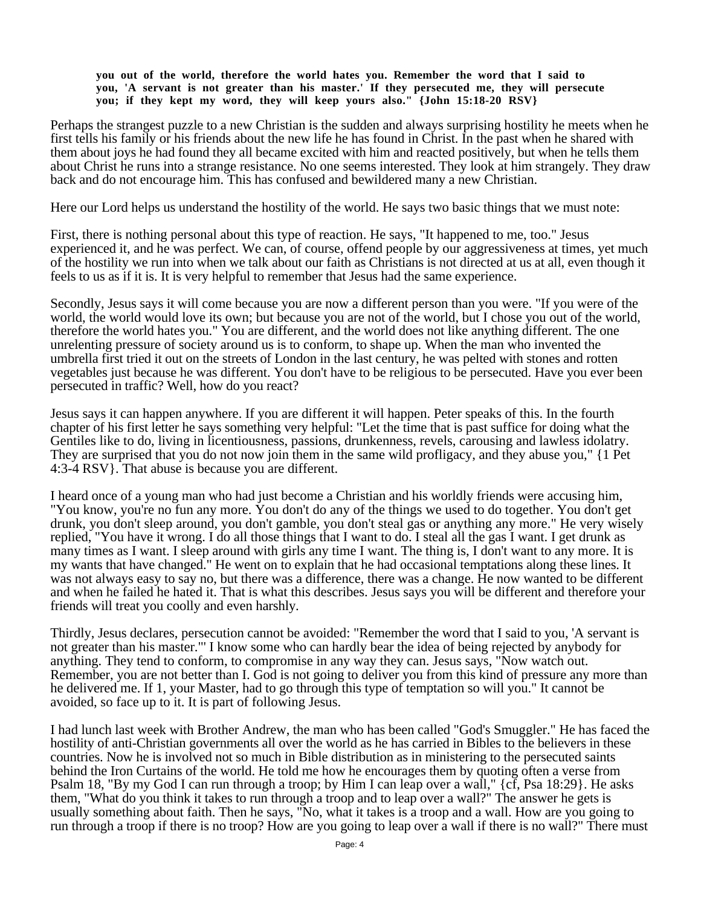**you out of the world, therefore the world hates you. Remember the word that I said to you, 'A servant is not greater than his master.' If they persecuted me, they will persecute you; if they kept my word, they will keep yours also." {John 15:18-20 RSV}**

Perhaps the strangest puzzle to a new Christian is the sudden and always surprising hostility he meets when he first tells his family or his friends about the new life he has found in Christ. In the past when he shared with them about joys he had found they all became excited with him and reacted positively, but when he tells them about Christ he runs into a strange resistance. No one seems interested. They look at him strangely. They draw back and do not encourage him. This has confused and bewildered many a new Christian.

Here our Lord helps us understand the hostility of the world. He says two basic things that we must note:

First, there is nothing personal about this type of reaction. He says, "It happened to me, too." Jesus experienced it, and he was perfect. We can, of course, offend people by our aggressiveness at times, yet much of the hostility we run into when we talk about our faith as Christians is not directed at us at all, even though it feels to us as if it is. It is very helpful to remember that Jesus had the same experience.

Secondly, Jesus says it will come because you are now a different person than you were. "If you were of the world, the world would love its own; but because you are not of the world, but I chose you out of the world, therefore the world hates you." You are different, and the world does not like anything different. The one unrelenting pressure of society around us is to conform, to shape up. When the man who invented the umbrella first tried it out on the streets of London in the last century, he was pelted with stones and rotten vegetables just because he was different. You don't have to be religious to be persecuted. Have you ever been persecuted in traffic? Well, how do you react?

Jesus says it can happen anywhere. If you are different it will happen. Peter speaks of this. In the fourth chapter of his first letter he says something very helpful: "Let the time that is past suffice for doing what the Gentiles like to do, living in licentiousness, passions, drunkenness, revels, carousing and lawless idolatry. They are surprised that you do not now join them in the same wild profligacy, and they abuse you," {1 Pet 4:3-4 RSV}. That abuse is because you are different.

I heard once of a young man who had just become a Christian and his worldly friends were accusing him, "You know, you're no fun any more. You don't do any of the things we used to do together. You don't get drunk, you don't sleep around, you don't gamble, you don't steal gas or anything any more." He very wisely replied, "You have it wrong. I do all those things that I want to do. I steal all the gas I want. I get drunk as many times as I want. I sleep around with girls any time I want. The thing is, I don't want to any more. It is my wants that have changed." He went on to explain that he had occasional temptations along these lines. It was not always easy to say no, but there was a difference, there was a change. He now wanted to be different and when he failed he hated it. That is what this describes. Jesus says you will be different and therefore your friends will treat you coolly and even harshly.

Thirdly, Jesus declares, persecution cannot be avoided: "Remember the word that I said to you, 'A servant is not greater than his master.'" I know some who can hardly bear the idea of being rejected by anybody for anything. They tend to conform, to compromise in any way they can. Jesus says, "Now watch out. Remember, you are not better than I. God is not going to deliver you from this kind of pressure any more than he delivered me. If 1, your Master, had to go through this type of temptation so will you." It cannot be avoided, so face up to it. It is part of following Jesus.

I had lunch last week with Brother Andrew, the man who has been called "God's Smuggler." He has faced the hostility of anti-Christian governments all over the world as he has carried in Bibles to the believers in these countries. Now he is involved not so much in Bible distribution as in ministering to the persecuted saints behind the Iron Curtains of the world. He told me how he encourages them by quoting often a verse from Psalm 18, "By my God I can run through a troop; by Him I can leap over a wall," {cf, Psa 18:29}. He asks them, "What do you think it takes to run through a troop and to leap over a wall?" The answer he gets is usually something about faith. Then he says, "No, what it takes is a troop and a wall. How are you going to run through a troop if there is no troop? How are you going to leap over a wall if there is no wall?" There must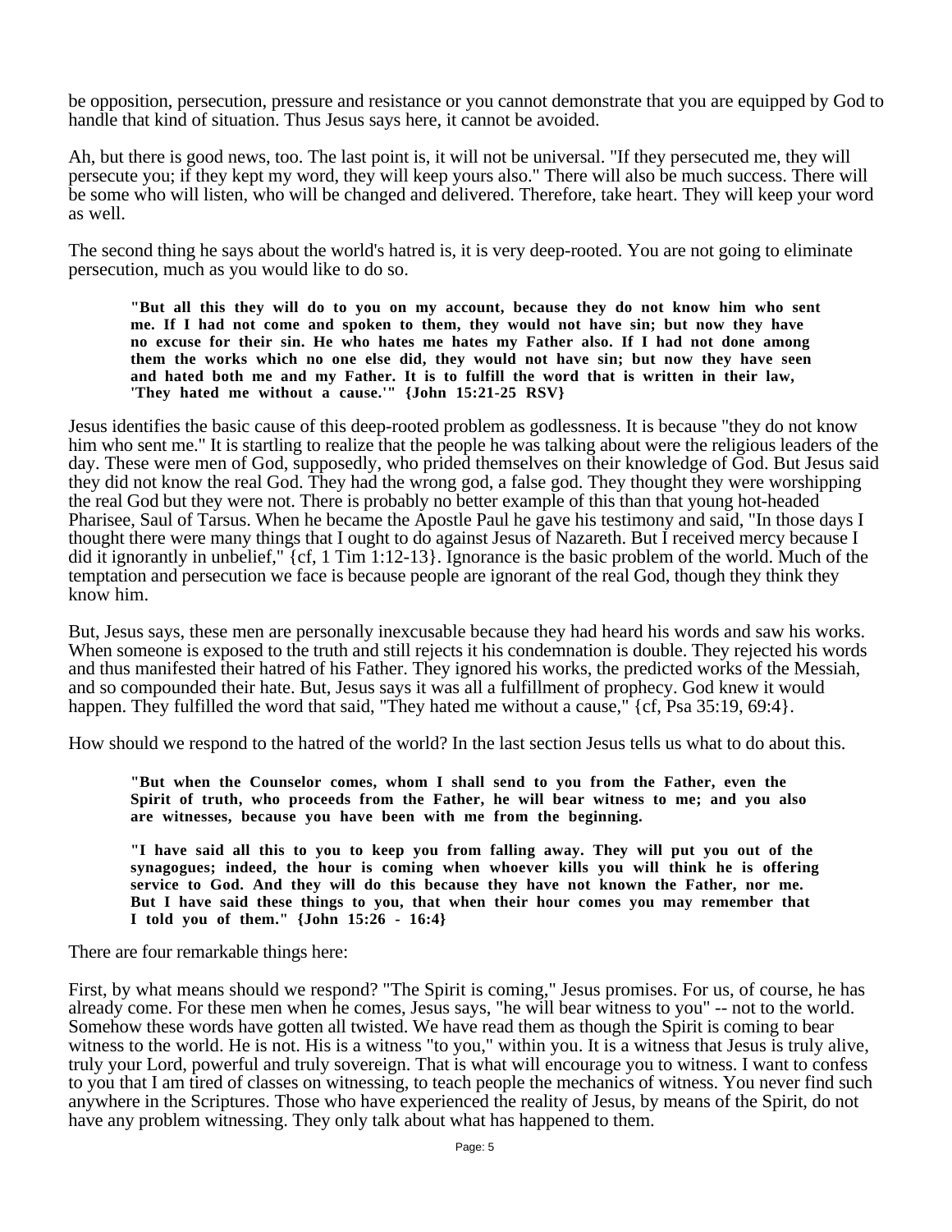be opposition, persecution, pressure and resistance or you cannot demonstrate that you are equipped by God to handle that kind of situation. Thus Jesus says here, it cannot be avoided.

Ah, but there is good news, too. The last point is, it will not be universal. "If they persecuted me, they will persecute you; if they kept my word, they will keep yours also." There will also be much success. There will be some who will listen, who will be changed and delivered. Therefore, take heart. They will keep your word as well.

The second thing he says about the world's hatred is, it is very deep-rooted. You are not going to eliminate persecution, much as you would like to do so.

> **"But all this they will do to you on my account, because they do not know him who sent me. If I had not come and spoken to them, they would not have sin; but now they have no excuse for their sin. He who hates me hates my Father also. If I had not done among them the works which no one else did, they would not have sin; but now they have seen and hated both me and my Father. It is to fulfill the word that is written in their law, 'They hated me without a cause.'" {John 15:21-25 RSV}**

Jesus identifies the basic cause of this deep-rooted problem as godlessness. It is because "they do not know him who sent me." It is startling to realize that the people he was talking about were the religious leaders of the day. These were men of God, supposedly, who prided themselves on their knowledge of God. But Jesus said they did not know the real God. They had the wrong god, a false god. They thought they were worshipping the real God but they were not. There is probably no better example of this than that young hot-headed Pharisee, Saul of Tarsus. When he became the Apostle Paul he gave his testimony and said, "In those days I thought there were many things that I ought to do against Jesus of Nazareth. But I received mercy because I did it ignorantly in unbelief," {cf, 1 Tim 1:12-13}. Ignorance is the basic problem of the world. Much of the temptation and persecution we face is because people are ignorant of the real God, though they think they know him.

But, Jesus says, these men are personally inexcusable because they had heard his words and saw his works. When someone is exposed to the truth and still rejects it his condemnation is double. They rejected his words and thus manifested their hatred of his Father. They ignored his works, the predicted works of the Messiah, and so compounded their hate. But, Jesus says it was all a fulfillment of prophecy. God knew it would happen. They fulfilled the word that said, "They hated me without a cause," {cf, Psa 35:19, 69:4}.

How should we respond to the hatred of the world? In the last section Jesus tells us what to do about this.

> **"But when the Counselor comes, whom I shall send to you from the Father, even the Spirit of truth, who proceeds from the Father, he will bear witness to me; and you also are witnesses, because you have been with me from the beginning.**
>
> **"I have said all this to you to keep you from falling away. They will put you out of the synagogues; indeed, the hour is coming when whoever kills you will think he is offering service to God. And they will do this because they have not known the Father, nor me. But I have said these things to you, that when their hour comes you may remember that I told you of them." {John 15:26 - 16:4}**

There are four remarkable things here:

First, by what means should we respond? "The Spirit is coming," Jesus promises. For us, of course, he has already come. For these men when he comes, Jesus says, "he will bear witness to you" -- not to the world. Somehow these words have gotten all twisted. We have read them as though the Spirit is coming to bear witness to the world. He is not. His is a witness "to you," within you. It is a witness that Jesus is truly alive, truly your Lord, powerful and truly sovereign. That is what will encourage you to witness. I want to confess to you that I am tired of classes on witnessing, to teach people the mechanics of witness. You never find such anywhere in the Scriptures. Those who have experienced the reality of Jesus, by means of the Spirit, do not have any problem witnessing. They only talk about what has happened to them.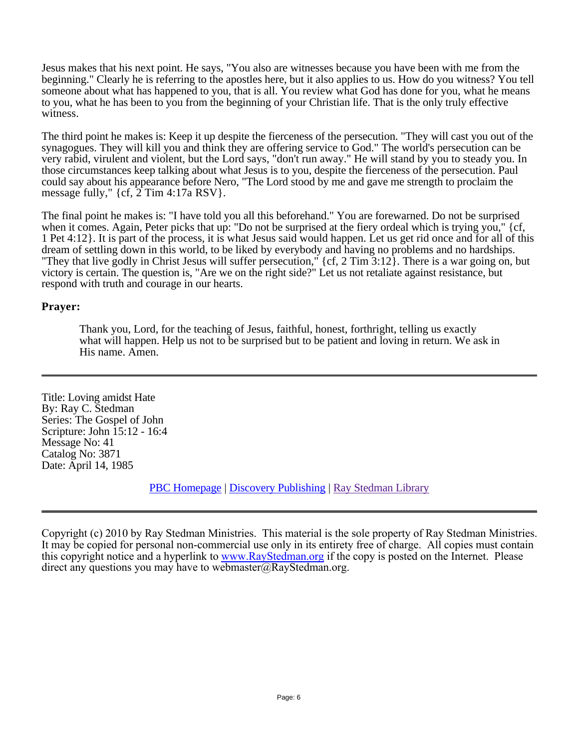Jesus makes that his next point. He says, "You also are witnesses because you have been with me from the beginning." Clearly he is referring to the apostles here, but it also applies to us. How do you witness? You tell someone about what has happened to you, that is all. You review what God has done for you, what he means to you, what he has been to you from the beginning of your Christian life. That is the only truly effective witness.

The third point he makes is: Keep it up despite the fierceness of the persecution. "They will cast you out of the synagogues. They will kill you and think they are offering service to God." The world's persecution can be very rabid, virulent and violent, but the Lord says, "don't run away." He will stand by you to steady you. In those circumstances keep talking about what Jesus is to you, despite the fierceness of the persecution. Paul could say about his appearance before Nero, "The Lord stood by me and gave me strength to proclaim the message fully," {cf, 2 Tim 4:17a RSV}.

The final point he makes is: "I have told you all this beforehand." You are forewarned. Do not be surprised when it comes. Again, Peter picks that up: "Do not be surprised at the fiery ordeal which is trying you," {cf, 1 Pet 4:12}. It is part of the process, it is what Jesus said would happen. Let us get rid once and for all of this dream of settling down in this world, to be liked by everybody and having no problems and no hardships. "They that live godly in Christ Jesus will suffer persecution," {cf, 2 Tim 3:12}. There is a war going on, but victory is certain. The question is, "Are we on the right side?" Let us not retaliate against resistance, but respond with truth and courage in our hearts.

**Prayer:**

> Thank you, Lord, for the teaching of Jesus, faithful, honest, forthright, telling us exactly what will happen. Help us not to be surprised but to be patient and loving in return. We ask in His name. Amen.

---

Title: Loving amidst Hate
By: Ray C. Stedman
Series: The Gospel of John
Scripture: John 15:12 - 16:4
Message No: 41
Catalog No: 3871
Date: April 14, 1985

PBC Homepage | Discovery Publishing | Ray Stedman Library

---

Copyright (c) 2010 by Ray Stedman Ministries. This material is the sole property of Ray Stedman Ministries. It may be copied for personal non-commercial use only in its entirety free of charge. All copies must contain this copyright notice and a hyperlink to www.RayStedman.org if the copy is posted on the Internet. Please direct any questions you may have to webmaster@RayStedman.org.